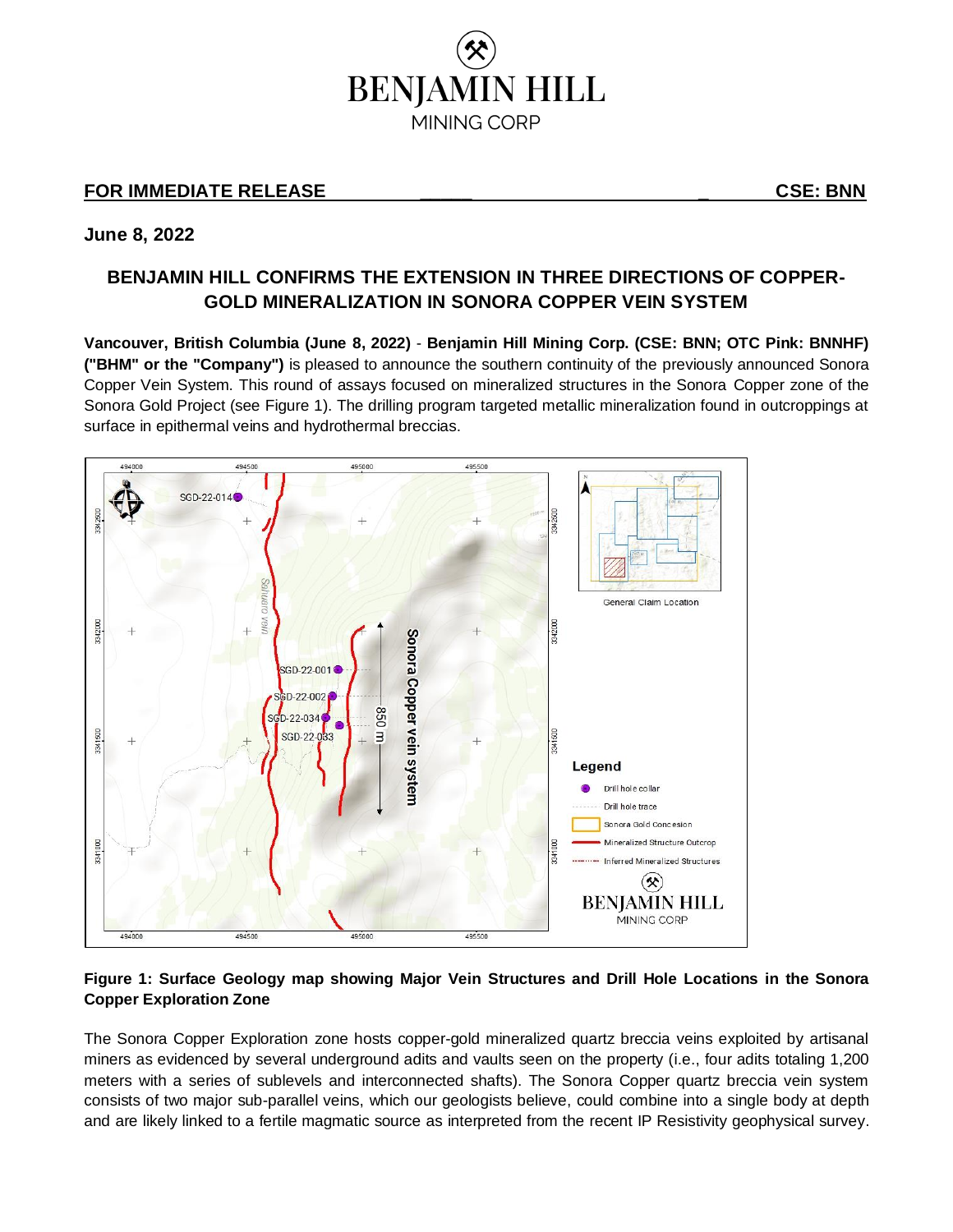BENJAMIN HILL
MINING CORP

**FOR IMMEDIATE RELEASE** **CSE: BNN**

**June 8, 2022**

## BENJAMIN HILL CONFIRMS THE EXTENSION IN THREE DIRECTIONS OF COPPER-GOLD MINERALIZATION IN SONORA COPPER VEIN SYSTEM

**Vancouver, British Columbia (June 8, 2022)** - **Benjamin Hill Mining Corp. (CSE: BNN; OTC Pink: BNNHF) ("BHM" or the "Company")** is pleased to announce the southern continuity of the previously announced Sonora Copper Vein System. This round of assays focused on mineralized structures in the Sonora Copper zone of the Sonora Gold Project (see Figure 1). The drilling program targeted metallic mineralization found in outcroppings at surface in epithermal veins and hydrothermal breccias.

**Figure 1: Surface Geology map showing Major Vein Structures and Drill Hole Locations in the Sonora Copper Exploration Zone**

The Sonora Copper Exploration zone hosts copper-gold mineralized quartz breccia veins exploited by artisanal miners as evidenced by several underground adits and vaults seen on the property (i.e., four adits totaling 1,200 meters with a series of sublevels and interconnected shafts). The Sonora Copper quartz breccia vein system consists of two major sub-parallel veins, which our geologists believe, could combine into a single body at depth and are likely linked to a fertile magmatic source as interpreted from the recent IP Resistivity geophysical survey.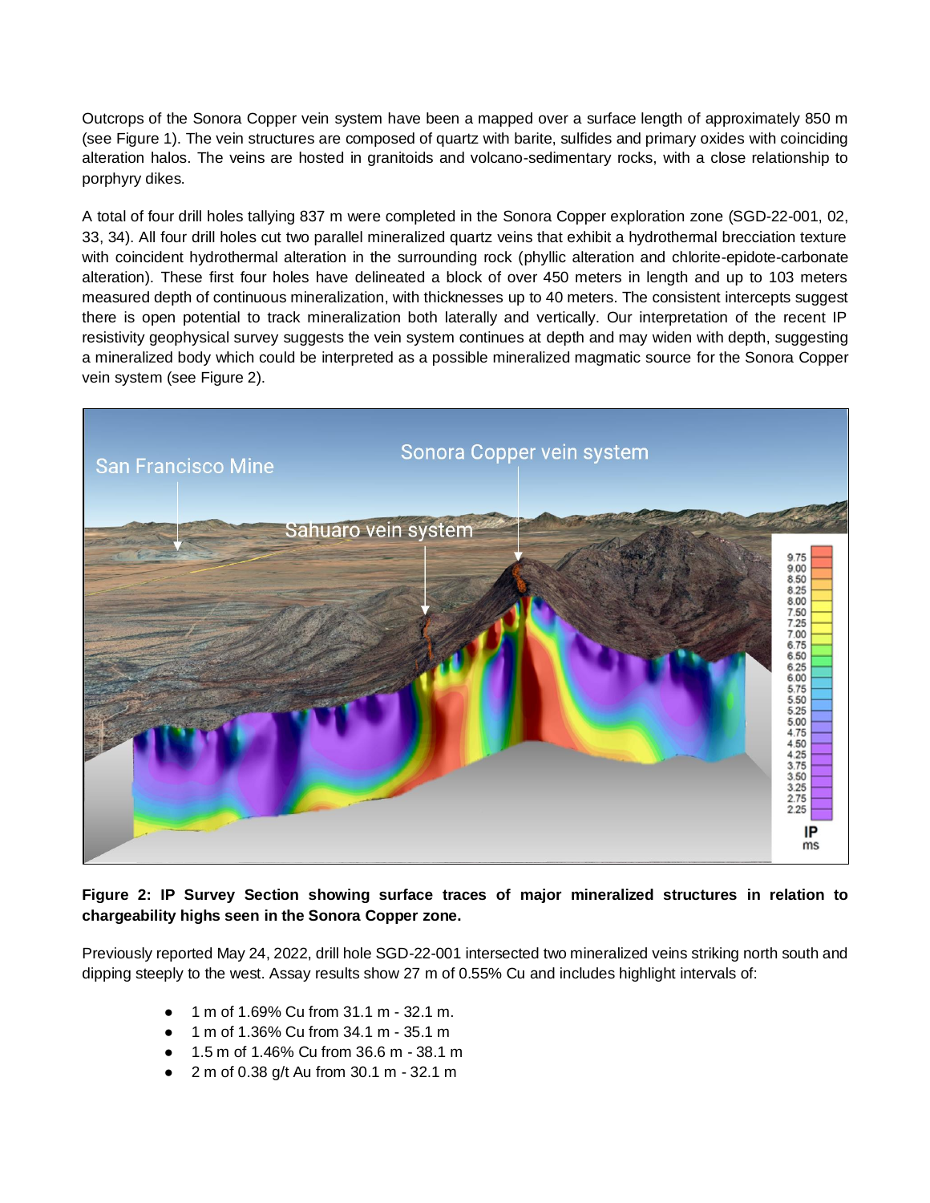Outcrops of the Sonora Copper vein system have been a mapped over a surface length of approximately 850 m (see Figure 1). The vein structures are composed of quartz with barite, sulfides and primary oxides with coinciding alteration halos. The veins are hosted in granitoids and volcano-sedimentary rocks, with a close relationship to porphyry dikes.

A total of four drill holes tallying 837 m were completed in the Sonora Copper exploration zone (SGD-22-001, 02, 33, 34). All four drill holes cut two parallel mineralized quartz veins that exhibit a hydrothermal brecciation texture with coincident hydrothermal alteration in the surrounding rock (phyllic alteration and chlorite-epidote-carbonate alteration). These first four holes have delineated a block of over 450 meters in length and up to 103 meters measured depth of continuous mineralization, with thicknesses up to 40 meters. The consistent intercepts suggest there is open potential to track mineralization both laterally and vertically. Our interpretation of the recent IP resistivity geophysical survey suggests the vein system continues at depth and may widen with depth, suggesting a mineralized body which could be interpreted as a possible mineralized magmatic source for the Sonora Copper vein system (see Figure 2).

**Figure 2: IP Survey Section showing surface traces of major mineralized structures in relation to chargeability highs seen in the Sonora Copper zone.**

Previously reported May 24, 2022, drill hole SGD-22-001 intersected two mineralized veins striking north south and dipping steeply to the west. Assay results show 27 m of 0.55% Cu and includes highlight intervals of:

- 1 m of 1.69% Cu from 31.1 m - 32.1 m.
- 1 m of 1.36% Cu from 34.1 m - 35.1 m
- 1.5 m of 1.46% Cu from 36.6 m - 38.1 m
- 2 m of 0.38 g/t Au from 30.1 m - 32.1 m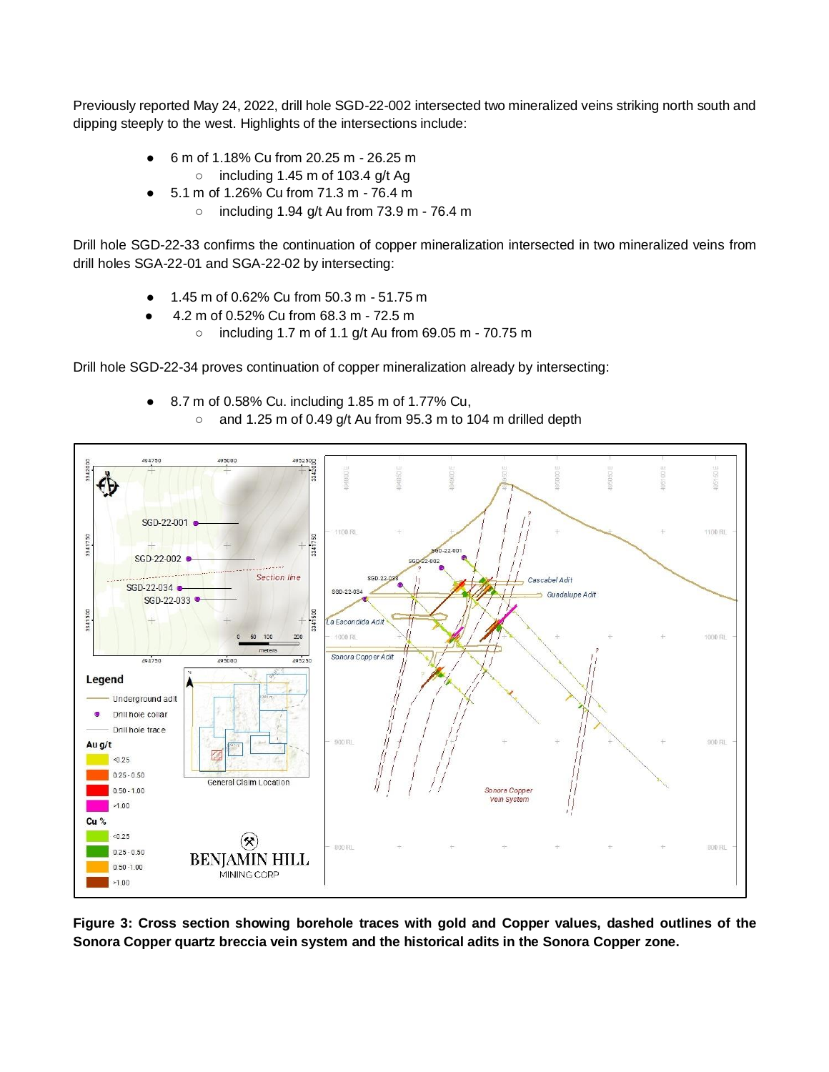Previously reported May 24, 2022, drill hole SGD-22-002 intersected two mineralized veins striking north south and dipping steeply to the west. Highlights of the intersections include:

- 6 m of 1.18% Cu from 20.25 m - 26.25 m
  - including 1.45 m of 103.4 g/t Ag
- 5.1 m of 1.26% Cu from 71.3 m - 76.4 m
  - including 1.94 g/t Au from 73.9 m - 76.4 m

Drill hole SGD-22-33 confirms the continuation of copper mineralization intersected in two mineralized veins from drill holes SGA-22-01 and SGA-22-02 by intersecting:

- 1.45 m of 0.62% Cu from 50.3 m - 51.75 m
- 4.2 m of 0.52% Cu from 68.3 m - 72.5 m
  - including 1.7 m of 1.1 g/t Au from 69.05 m - 70.75 m

Drill hole SGD-22-34 proves continuation of copper mineralization already by intersecting:

- 8.7 m of 0.58% Cu. including 1.85 m of 1.77% Cu,
  - and 1.25 m of 0.49 g/t Au from 95.3 m to 104 m drilled depth

**Figure 3: Cross section showing borehole traces with gold and Copper values, dashed outlines of the Sonora Copper quartz breccia vein system and the historical adits in the Sonora Copper zone.**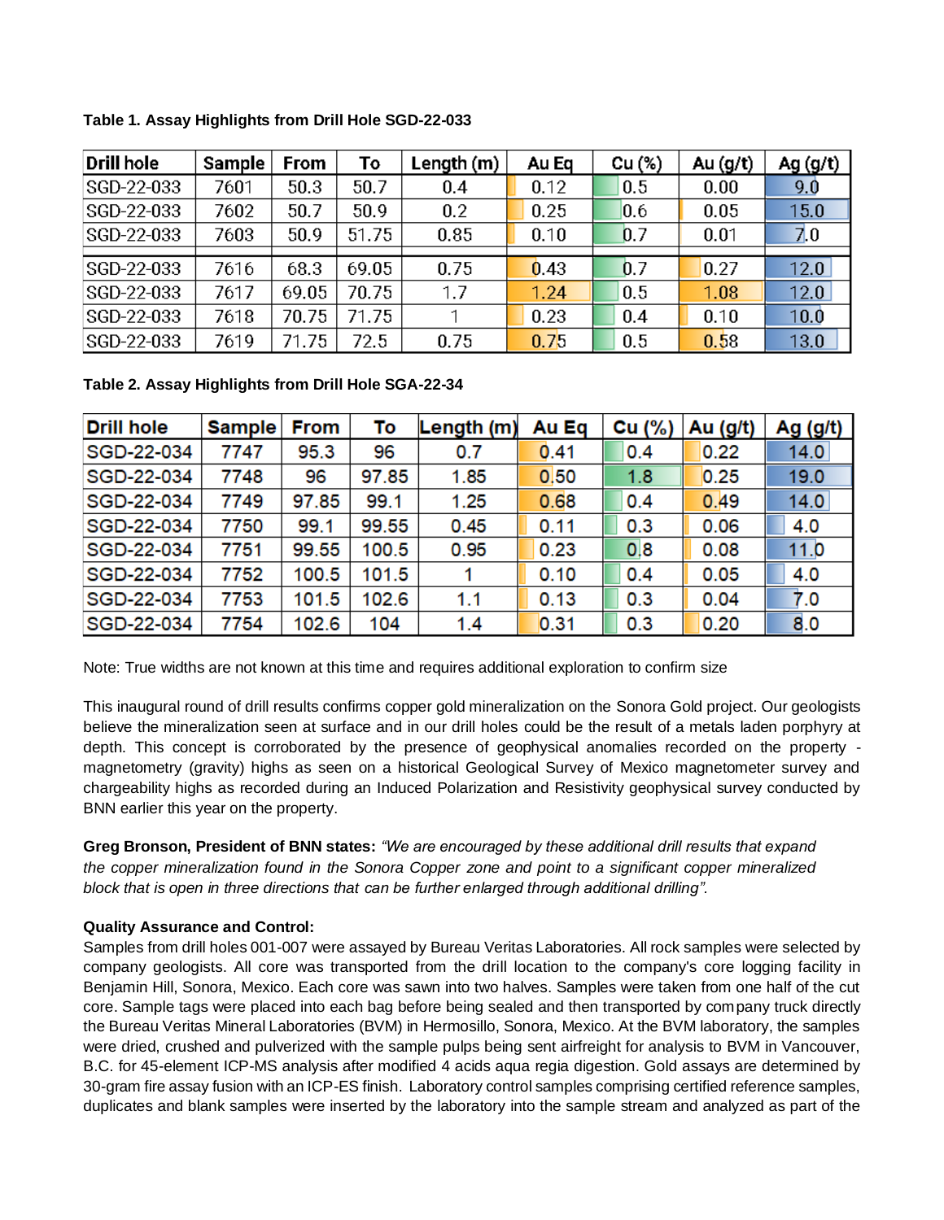**Table 1. Assay Highlights from Drill Hole SGD-22-033**

| Drill hole | Sample | From | To | Length (m) | Au Eq | Cu (%) | Au (g/t) | Ag (g/t) |
|---|---|---|---|---|---|---|---|---|
| SGD-22-033 | 7601 | 50.3 | 50.7 | 0.4 | 0.12 | 0.5 | 0.00 | 9.0 |
| SGD-22-033 | 7602 | 50.7 | 50.9 | 0.2 | 0.25 | 0.6 | 0.05 | 15.0 |
| SGD-22-033 | 7603 | 50.9 | 51.75 | 0.85 | 0.10 | 0.7 | 0.01 | 7.0 |
| SGD-22-033 | 7616 | 68.3 | 69.05 | 0.75 | 0.43 | 0.7 | 0.27 | 12.0 |
| SGD-22-033 | 7617 | 69.05 | 70.75 | 1.7 | 1.24 | 0.5 | 1.08 | 12.0 |
| SGD-22-033 | 7618 | 70.75 | 71.75 | 1 | 0.23 | 0.4 | 0.10 | 10.0 |
| SGD-22-033 | 7619 | 71.75 | 72.5 | 0.75 | 0.75 | 0.5 | 0.58 | 13.0 |

**Table 2. Assay Highlights from Drill Hole SGA-22-34**

| Drill hole | Sample | From | To | Length (m) | Au Eq | Cu (%) | Au (g/t) | Ag (g/t) |
|---|---|---|---|---|---|---|---|---|
| SGD-22-034 | 7747 | 95.3 | 96 | 0.7 | 0.41 | 0.4 | 0.22 | 14.0 |
| SGD-22-034 | 7748 | 96 | 97.85 | 1.85 | 0.50 | 1.8 | 0.25 | 19.0 |
| SGD-22-034 | 7749 | 97.85 | 99.1 | 1.25 | 0.68 | 0.4 | 0.49 | 14.0 |
| SGD-22-034 | 7750 | 99.1 | 99.55 | 0.45 | 0.11 | 0.3 | 0.06 | 4.0 |
| SGD-22-034 | 7751 | 99.55 | 100.5 | 0.95 | 0.23 | 0.8 | 0.08 | 11.0 |
| SGD-22-034 | 7752 | 100.5 | 101.5 | 1 | 0.10 | 0.4 | 0.05 | 4.0 |
| SGD-22-034 | 7753 | 101.5 | 102.6 | 1.1 | 0.13 | 0.3 | 0.04 | 7.0 |
| SGD-22-034 | 7754 | 102.6 | 104 | 1.4 | 0.31 | 0.3 | 0.20 | 8.0 |

Note: True widths are not known at this time and requires additional exploration to confirm size

This inaugural round of drill results confirms copper gold mineralization on the Sonora Gold project. Our geologists believe the mineralization seen at surface and in our drill holes could be the result of a metals laden porphyry at depth. This concept is corroborated by the presence of geophysical anomalies recorded on the property - magnetometry (gravity) highs as seen on a historical Geological Survey of Mexico magnetometer survey and chargeability highs as recorded during an Induced Polarization and Resistivity geophysical survey conducted by BNN earlier this year on the property.

**Greg Bronson, President of BNN states:** *"We are encouraged by these additional drill results that expand the copper mineralization found in the Sonora Copper zone and point to a significant copper mineralized block that is open in three directions that can be further enlarged through additional drilling"*.

**Quality Assurance and Control:**

Samples from drill holes 001-007 were assayed by Bureau Veritas Laboratories. All rock samples were selected by company geologists. All core was transported from the drill location to the company's core logging facility in Benjamin Hill, Sonora, Mexico. Each core was sawn into two halves. Samples were taken from one half of the cut core. Sample tags were placed into each bag before being sealed and then transported by company truck directly the Bureau Veritas Mineral Laboratories (BVM) in Hermosillo, Sonora, Mexico. At the BVM laboratory, the samples were dried, crushed and pulverized with the sample pulps being sent airfreight for analysis to BVM in Vancouver, B.C. for 45-element ICP-MS analysis after modified 4 acids aqua regia digestion. Gold assays are determined by 30-gram fire assay fusion with an ICP-ES finish. Laboratory control samples comprising certified reference samples, duplicates and blank samples were inserted by the laboratory into the sample stream and analyzed as part of the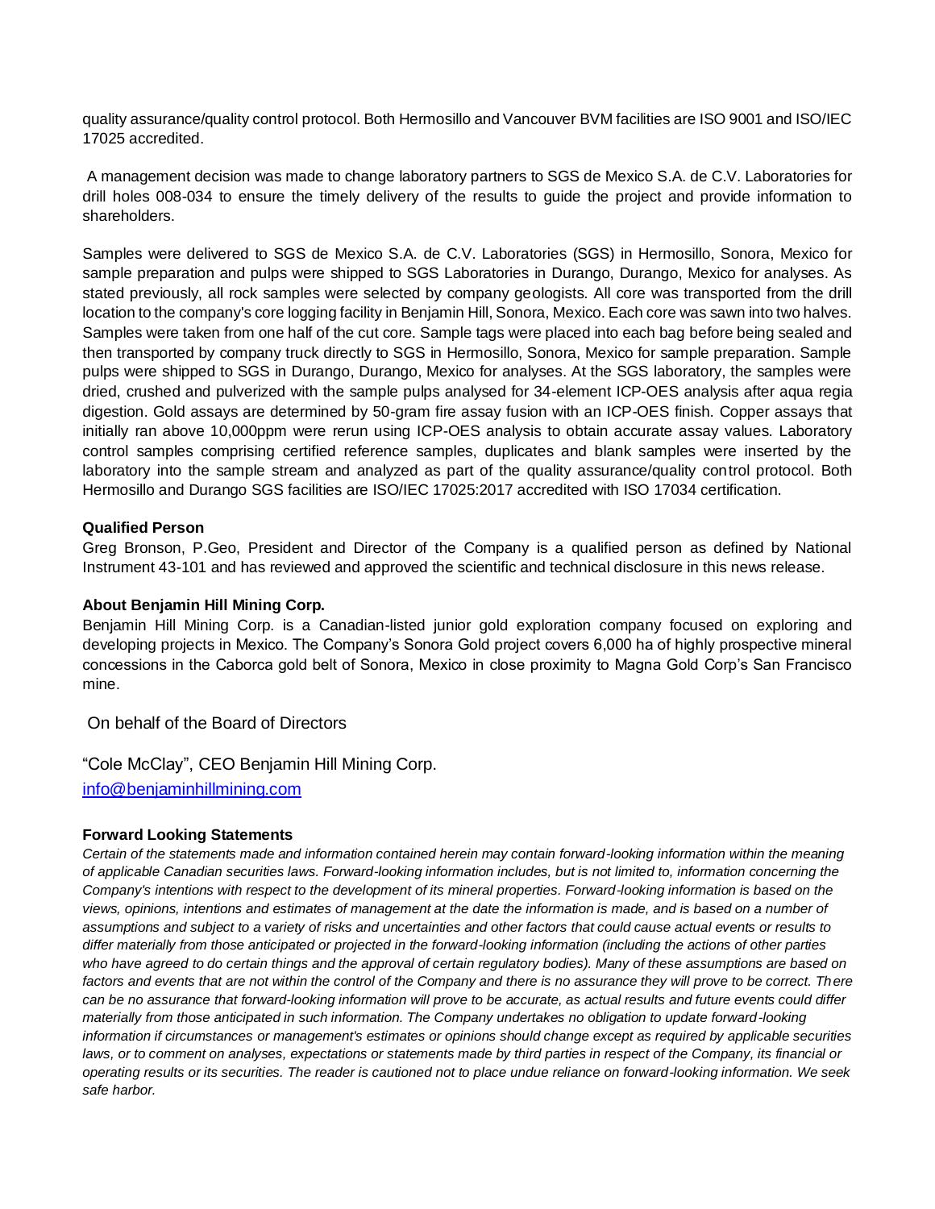quality assurance/quality control protocol. Both Hermosillo and Vancouver BVM facilities are ISO 9001 and ISO/IEC 17025 accredited.

A management decision was made to change laboratory partners to SGS de Mexico S.A. de C.V. Laboratories for drill holes 008-034 to ensure the timely delivery of the results to guide the project and provide information to shareholders.

Samples were delivered to SGS de Mexico S.A. de C.V. Laboratories (SGS) in Hermosillo, Sonora, Mexico for sample preparation and pulps were shipped to SGS Laboratories in Durango, Durango, Mexico for analyses. As stated previously, all rock samples were selected by company geologists. All core was transported from the drill location to the company's core logging facility in Benjamin Hill, Sonora, Mexico. Each core was sawn into two halves. Samples were taken from one half of the cut core. Sample tags were placed into each bag before being sealed and then transported by company truck directly to SGS in Hermosillo, Sonora, Mexico for sample preparation. Sample pulps were shipped to SGS in Durango, Durango, Mexico for analyses. At the SGS laboratory, the samples were dried, crushed and pulverized with the sample pulps analysed for 34-element ICP-OES analysis after aqua regia digestion. Gold assays are determined by 50-gram fire assay fusion with an ICP-OES finish. Copper assays that initially ran above 10,000ppm were rerun using ICP-OES analysis to obtain accurate assay values. Laboratory control samples comprising certified reference samples, duplicates and blank samples were inserted by the laboratory into the sample stream and analyzed as part of the quality assurance/quality control protocol. Both Hermosillo and Durango SGS facilities are ISO/IEC 17025:2017 accredited with ISO 17034 certification.

**Qualified Person**

Greg Bronson, P.Geo, President and Director of the Company is a qualified person as defined by National Instrument 43-101 and has reviewed and approved the scientific and technical disclosure in this news release.

**About Benjamin Hill Mining Corp.**

Benjamin Hill Mining Corp. is a Canadian-listed junior gold exploration company focused on exploring and developing projects in Mexico. The Company's Sonora Gold project covers 6,000 ha of highly prospective mineral concessions in the Caborca gold belt of Sonora, Mexico in close proximity to Magna Gold Corp's San Francisco mine.

On behalf of the Board of Directors

"Cole McClay", CEO Benjamin Hill Mining Corp.

info@benjaminhillmining.com

**Forward Looking Statements**

*Certain of the statements made and information contained herein may contain forward-looking information within the meaning of applicable Canadian securities laws. Forward-looking information includes, but is not limited to, information concerning the Company's intentions with respect to the development of its mineral properties. Forward-looking information is based on the views, opinions, intentions and estimates of management at the date the information is made, and is based on a number of assumptions and subject to a variety of risks and uncertainties and other factors that could cause actual events or results to differ materially from those anticipated or projected in the forward-looking information (including the actions of other parties who have agreed to do certain things and the approval of certain regulatory bodies). Many of these assumptions are based on factors and events that are not within the control of the Company and there is no assurance they will prove to be correct. There can be no assurance that forward-looking information will prove to be accurate, as actual results and future events could differ materially from those anticipated in such information. The Company undertakes no obligation to update forward-looking information if circumstances or management's estimates or opinions should change except as required by applicable securities laws, or to comment on analyses, expectations or statements made by third parties in respect of the Company, its financial or operating results or its securities. The reader is cautioned not to place undue reliance on forward-looking information. We seek safe harbor.*